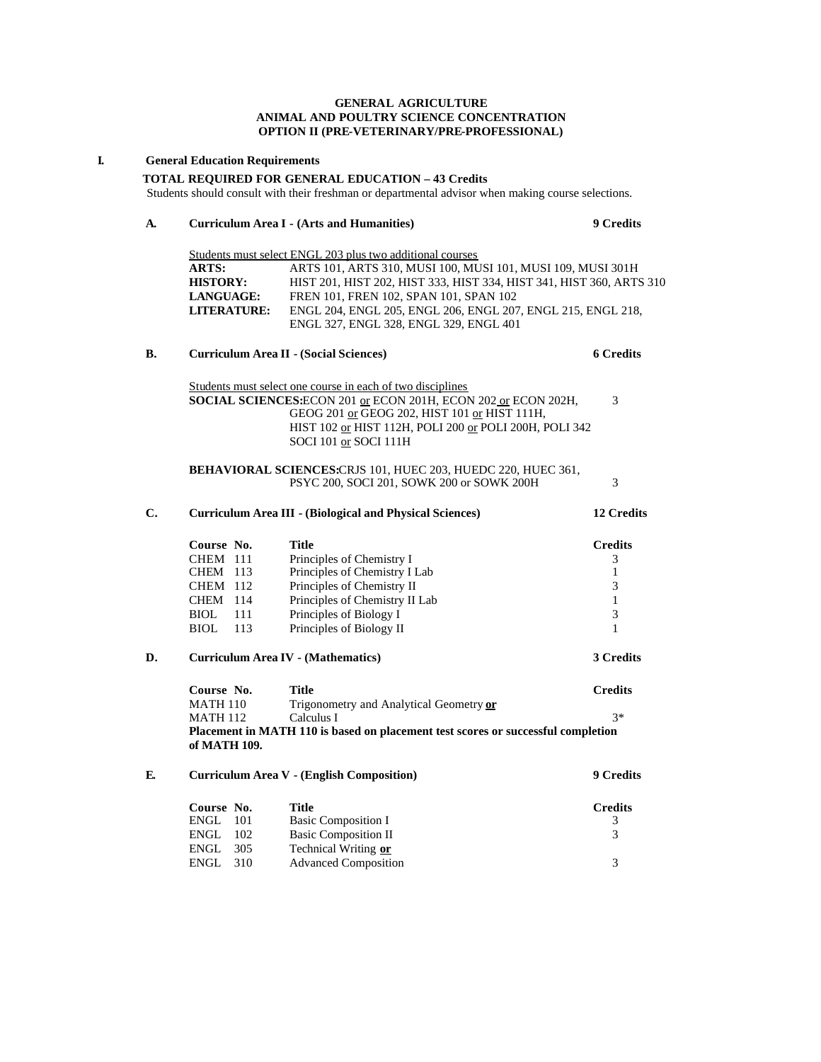# GENERAL AGRICULTURE
## ANIMAL AND POULTRY SCIENCE CONCENTRATION
## OPTION II (PRE-VETERINARY/PRE-PROFESSIONAL)

**I. General Education Requirements**

**TOTAL REQUIRED FOR GENERAL EDUCATION – 43 Credits**

Students should consult with their freshman or departmental advisor when making course selections.

### A. Curriculum Area I - (Arts and Humanities) — 9 Credits

Students must select ENGL 203 plus two additional courses

| | |
|---|---|
| **ARTS:** | ARTS 101, ARTS 310, MUSI 100, MUSI 101, MUSI 109, MUSI 301H |
| **HISTORY:** | HIST 201, HIST 202, HIST 333, HIST 334, HIST 341, HIST 360, ARTS 310 |
| **LANGUAGE:** | FREN 101, FREN 102, SPAN 101, SPAN 102 |
| **LITERATURE:** | ENGL 204, ENGL 205, ENGL 206, ENGL 207, ENGL 215, ENGL 218, ENGL 327, ENGL 328, ENGL 329, ENGL 401 |

### B. Curriculum Area II - (Social Sciences) — 6 Credits

Students must select one course in each of two disciplines

| | | |
|---|---|---|
| **SOCIAL SCIENCES:** | ECON 201 or ECON 201H, ECON 202 or ECON 202H, GEOG 201 or GEOG 202, HIST 101 or HIST 111H, HIST 102 or HIST 112H, POLI 200 or POLI 200H, POLI 342 SOCI 101 or SOCI 111H | 3 |
| **BEHAVIORAL SCIENCES:** | CRJS 101, HUEC 203, HUEDC 220, HUEC 361, PSYC 200, SOCI 201, SOWK 200 or SOWK 200H | 3 |

### C. Curriculum Area III - (Biological and Physical Sciences) — 12 Credits

| Course No. | Title | Credits |
|---|---|---|
| CHEM 111 | Principles of Chemistry I | 3 |
| CHEM 113 | Principles of Chemistry I Lab | 1 |
| CHEM 112 | Principles of Chemistry II | 3 |
| CHEM 114 | Principles of Chemistry II Lab | 1 |
| BIOL 111 | Principles of Biology I | 3 |
| BIOL 113 | Principles of Biology II | 1 |

### D. Curriculum Area IV - (Mathematics) — 3 Credits

| Course No. | Title | Credits |
|---|---|---|
| MATH 110 | Trigonometry and Analytical Geometry **or** | |
| MATH 112 | Calculus I | 3* |

**Placement in MATH 110 is based on placement test scores or successful completion of MATH 109.**

### E. Curriculum Area V - (English Composition) — 9 Credits

| Course No. | Title | Credits |
|---|---|---|
| ENGL 101 | Basic Composition I | 3 |
| ENGL 102 | Basic Composition II | 3 |
| ENGL 305 | Technical Writing **or** | |
| ENGL 310 | Advanced Composition | 3 |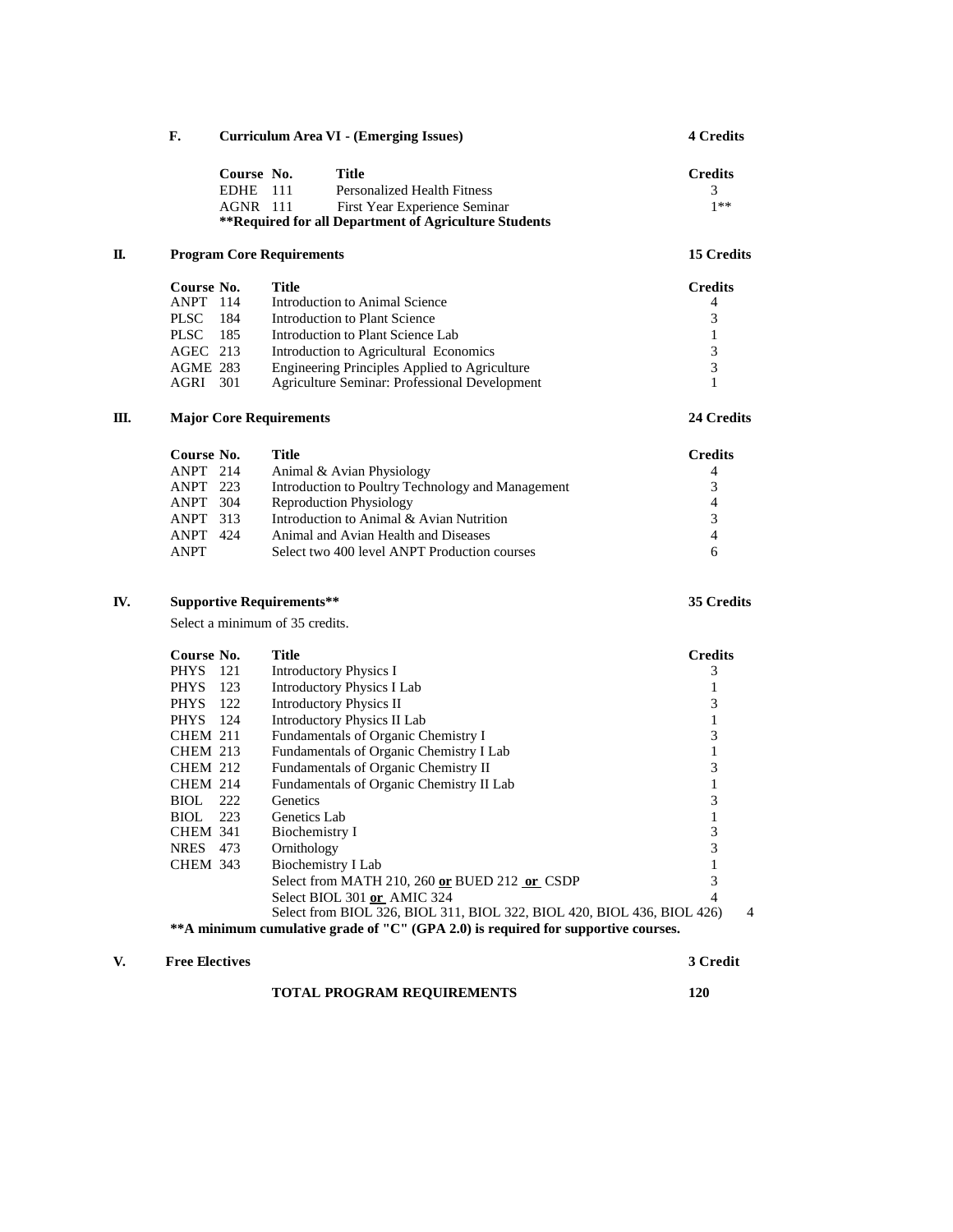### F. Curriculum Area VI - (Emerging Issues) — 4 Credits

| Course No. | Title | Credits |
|---|---|---|
| EDHE 111 | Personalized Health Fitness | 3 |
| AGNR 111 | First Year Experience Seminar | 1** |

**\*\*Required for all Department of Agriculture Students**

## II. Program Core Requirements — 15 Credits

| Course No. | Title | Credits |
|---|---|---|
| ANPT 114 | Introduction to Animal Science | 4 |
| PLSC 184 | Introduction to Plant Science | 3 |
| PLSC 185 | Introduction to Plant Science Lab | 1 |
| AGEC 213 | Introduction to Agricultural Economics | 3 |
| AGME 283 | Engineering Principles Applied to Agriculture | 3 |
| AGRI 301 | Agriculture Seminar: Professional Development | 1 |

## III. Major Core Requirements — 24 Credits

| Course No. | Title | Credits |
|---|---|---|
| ANPT 214 | Animal & Avian Physiology | 4 |
| ANPT 223 | Introduction to Poultry Technology and Management | 3 |
| ANPT 304 | Reproduction Physiology | 4 |
| ANPT 313 | Introduction to Animal & Avian Nutrition | 3 |
| ANPT 424 | Animal and Avian Health and Diseases | 4 |
| ANPT | Select two 400 level ANPT Production courses | 6 |

## IV. Supportive Requirements** — 35 Credits

Select a minimum of 35 credits.

| Course No. | Title | Credits |
|---|---|---|
| PHYS 121 | Introductory Physics I | 3 |
| PHYS 123 | Introductory Physics I Lab | 1 |
| PHYS 122 | Introductory Physics II | 3 |
| PHYS 124 | Introductory Physics II Lab | 1 |
| CHEM 211 | Fundamentals of Organic Chemistry I | 3 |
| CHEM 213 | Fundamentals of Organic Chemistry I Lab | 1 |
| CHEM 212 | Fundamentals of Organic Chemistry II | 3 |
| CHEM 214 | Fundamentals of Organic Chemistry II Lab | 1 |
| BIOL 222 | Genetics | 3 |
| BIOL 223 | Genetics Lab | 1 |
| CHEM 341 | Biochemistry I | 3 |
| NRES 473 | Ornithology | 3 |
| CHEM 343 | Biochemistry I Lab | 1 |
| | Select from MATH 210, 260 **or** BUED 212 **or** CSDP | 3 |
| | Select BIOL 301 **or** AMIC 324 | 4 |
| | Select from BIOL 326, BIOL 311, BIOL 322, BIOL 420, BIOL 436, BIOL 426) | 4 |

**\*\*A minimum cumulative grade of "C" (GPA 2.0) is required for supportive courses.**

## V. Free Electives — 3 Credit

**TOTAL PROGRAM REQUIREMENTS — 120**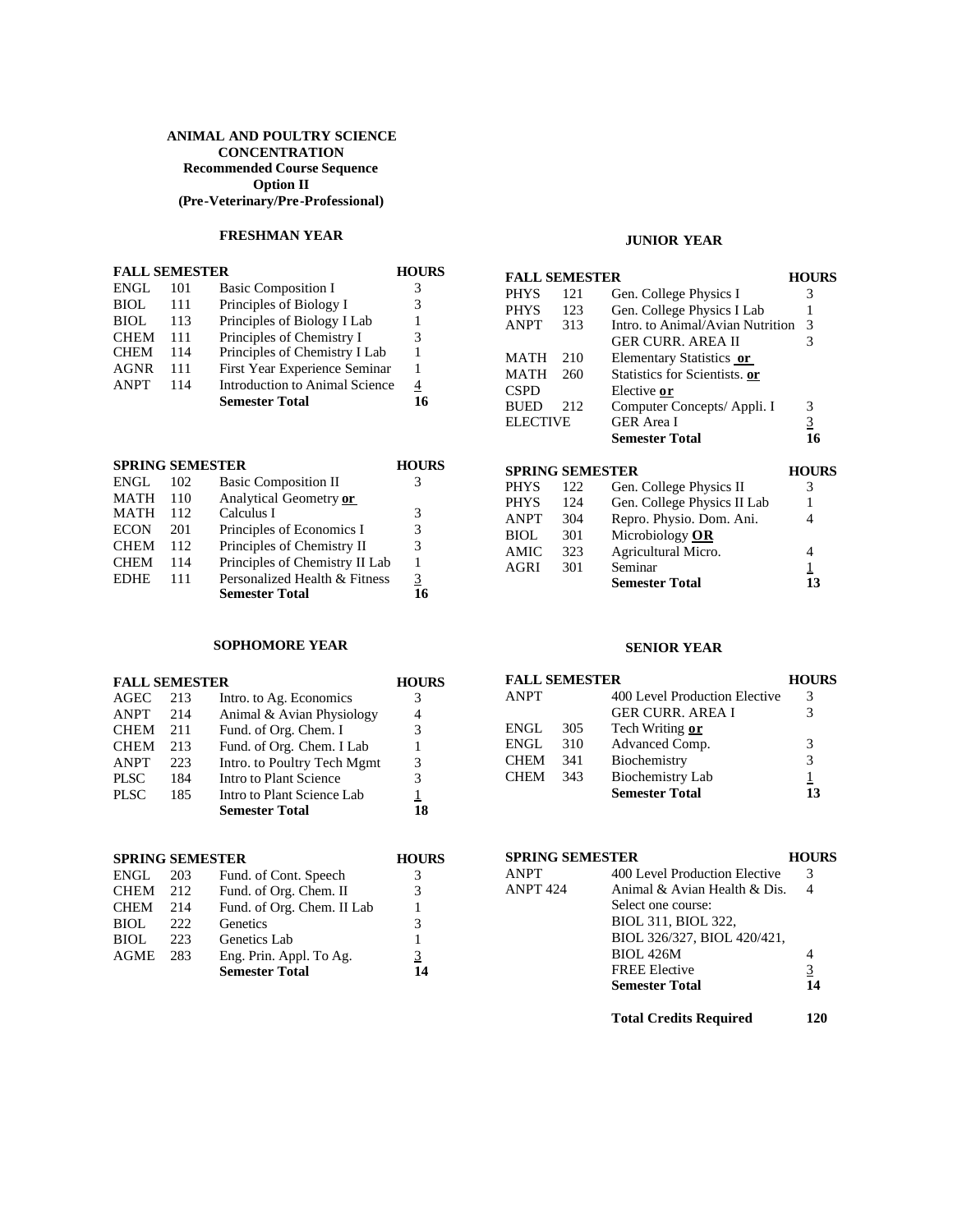**ANIMAL AND POULTRY SCIENCE CONCENTRATION**
**Recommended Course Sequence**
**Option II**
**(Pre-Veterinary/Pre-Professional)**

## FRESHMAN YEAR

| FALL SEMESTER | | | HOURS |
|---|---|---|---|
| ENGL | 101 | Basic Composition I | 3 |
| BIOL | 111 | Principles of Biology I | 3 |
| BIOL | 113 | Principles of Biology I Lab | 1 |
| CHEM | 111 | Principles of Chemistry I | 3 |
| CHEM | 114 | Principles of Chemistry I Lab | 1 |
| AGNR | 111 | First Year Experience Seminar | 1 |
| ANPT | 114 | Introduction to Animal Science | 4 |
| | | **Semester Total** | **16** |

| SPRING SEMESTER | | | HOURS |
|---|---|---|---|
| ENGL | 102 | Basic Composition II | 3 |
| MATH | 110 | Analytical Geometry **or** | |
| MATH | 112 | Calculus I | 3 |
| ECON | 201 | Principles of Economics I | 3 |
| CHEM | 112 | Principles of Chemistry II | 3 |
| CHEM | 114 | Principles of Chemistry II Lab | 1 |
| EDHE | 111 | Personalized Health & Fitness | 3 |
| | | **Semester Total** | **16** |

## SOPHOMORE YEAR

| FALL SEMESTER | | | HOURS |
|---|---|---|---|
| AGEC | 213 | Intro. to Ag. Economics | 3 |
| ANPT | 214 | Animal & Avian Physiology | 4 |
| CHEM | 211 | Fund. of Org. Chem. I | 3 |
| CHEM | 213 | Fund. of Org. Chem. I Lab | 1 |
| ANPT | 223 | Intro. to Poultry Tech Mgmt | 3 |
| PLSC | 184 | Intro to Plant Science | 3 |
| PLSC | 185 | Intro to Plant Science Lab | 1 |
| | | **Semester Total** | **18** |

| SPRING SEMESTER | | | HOURS |
|---|---|---|---|
| ENGL | 203 | Fund. of Cont. Speech | 3 |
| CHEM | 212 | Fund. of Org. Chem. II | 3 |
| CHEM | 214 | Fund. of Org. Chem. II Lab | 1 |
| BIOL | 222 | Genetics | 3 |
| BIOL | 223 | Genetics Lab | 1 |
| AGME | 283 | Eng. Prin. Appl. To Ag. | 3 |
| | | **Semester Total** | **14** |

## JUNIOR YEAR

| FALL SEMESTER | | | HOURS |
|---|---|---|---|
| PHYS | 121 | Gen. College Physics I | 3 |
| PHYS | 123 | Gen. College Physics I Lab | 1 |
| ANPT | 313 | Intro. to Animal/Avian Nutrition | 3 |
| | | GER CURR. AREA II | 3 |
| MATH | 210 | Elementary Statistics **or** | |
| MATH | 260 | Statistics for Scientists. **or** | |
| CSPD | | Elective **or** | |
| BUED | 212 | Computer Concepts/ Appli. I | 3 |
| ELECTIVE | | GER Area I | 3 |
| | | **Semester Total** | **16** |

| SPRING SEMESTER | | | HOURS |
|---|---|---|---|
| PHYS | 122 | Gen. College Physics II | 3 |
| PHYS | 124 | Gen. College Physics II Lab | 1 |
| ANPT | 304 | Repro. Physio. Dom. Ani. | 4 |
| BIOL | 301 | Microbiology **OR** | |
| AMIC | 323 | Agricultural Micro. | 4 |
| AGRI | 301 | Seminar | 1 |
| | | **Semester Total** | **13** |

## SENIOR YEAR

| FALL SEMESTER | | | HOURS |
|---|---|---|---|
| ANPT | | 400 Level Production Elective | 3 |
| | | GER CURR. AREA I | 3 |
| ENGL | 305 | Tech Writing **or** | |
| ENGL | 310 | Advanced Comp. | 3 |
| CHEM | 341 | Biochemistry | 3 |
| CHEM | 343 | Biochemistry Lab | 1 |
| | | **Semester Total** | **13** |

| SPRING SEMESTER | | | HOURS |
|---|---|---|---|
| ANPT | | 400 Level Production Elective | 3 |
| ANPT 424 | | Animal & Avian Health & Dis. | 4 |
| | | Select one course: BIOL 311, BIOL 322, BIOL 326/327, BIOL 420/421, BIOL 426M | 4 |
| | | FREE Elective | 3 |
| | | **Semester Total** | **14** |
| | | **Total Credits Required** | **120** |